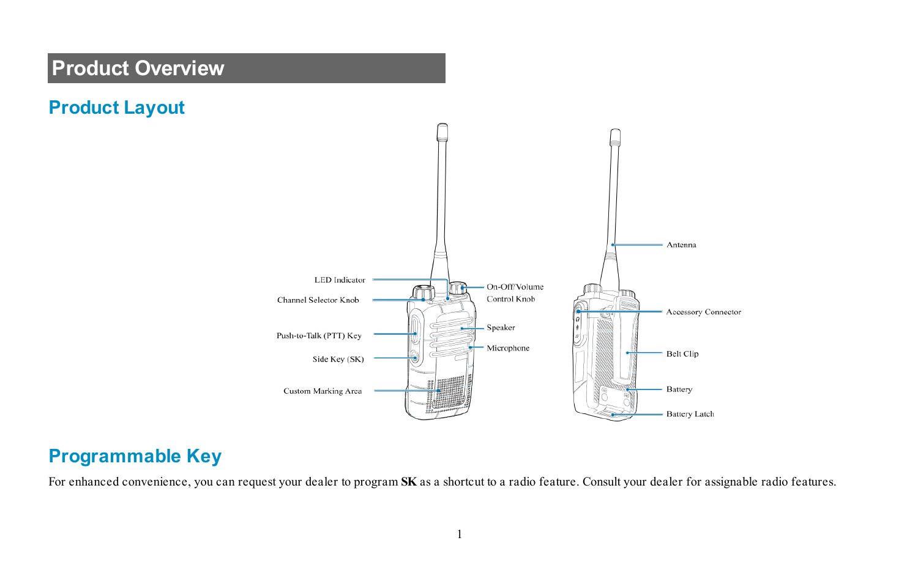# Product Overview

## Product Layout

LED Indicator

Channel Selector Knob

Push-to-Talk (PTT) Key

Side Key (SK)

Custom Marking Area

On-Off/Volume Control Knob

Speaker

Microphone

Antenna

Accessory Connector

Belt Clip

Battery

Battery Latch

## Programmable Key

For enhanced convenience, you can request your dealer to program **SK** as a shortcut to a radio feature. Consult your dealer for assignable radio features.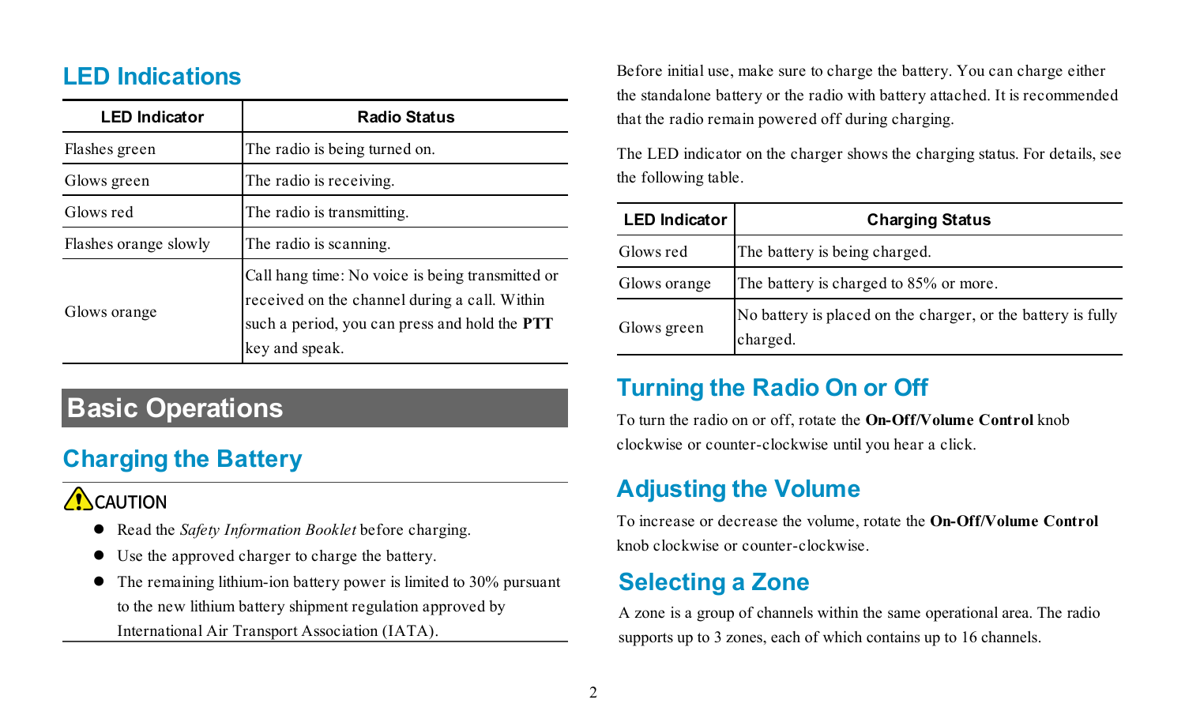## LED Indications

| LED Indicator | Radio Status |
|---|---|
| Flashes green | The radio is being turned on. |
| Glows green | The radio is receiving. |
| Glows red | The radio is transmitting. |
| Flashes orange slowly | The radio is scanning. |
| Glows orange | Call hang time: No voice is being transmitted or received on the channel during a call. Within such a period, you can press and hold the **PTT** key and speak. |

# Basic Operations

## Charging the Battery

CAUTION

- Read the *Safety Information Booklet* before charging.
- Use the approved charger to charge the battery.
- The remaining lithium-ion battery power is limited to 30% pursuant to the new lithium battery shipment regulation approved by International Air Transport Association (IATA).

Before initial use, make sure to charge the battery. You can charge either the standalone battery or the radio with battery attached. It is recommended that the radio remain powered off during charging.

The LED indicator on the charger shows the charging status. For details, see the following table.

| LED Indicator | Charging Status |
|---|---|
| Glows red | The battery is being charged. |
| Glows orange | The battery is charged to 85% or more. |
| Glows green | No battery is placed on the charger, or the battery is fully charged. |

## Turning the Radio On or Off

To turn the radio on or off, rotate the **On-Off/Volume Control** knob clockwise or counter-clockwise until you hear a click.

## Adjusting the Volume

To increase or decrease the volume, rotate the **On-Off/Volume Control** knob clockwise or counter-clockwise.

## Selecting a Zone

A zone is a group of channels within the same operational area. The radio supports up to 3 zones, each of which contains up to 16 channels.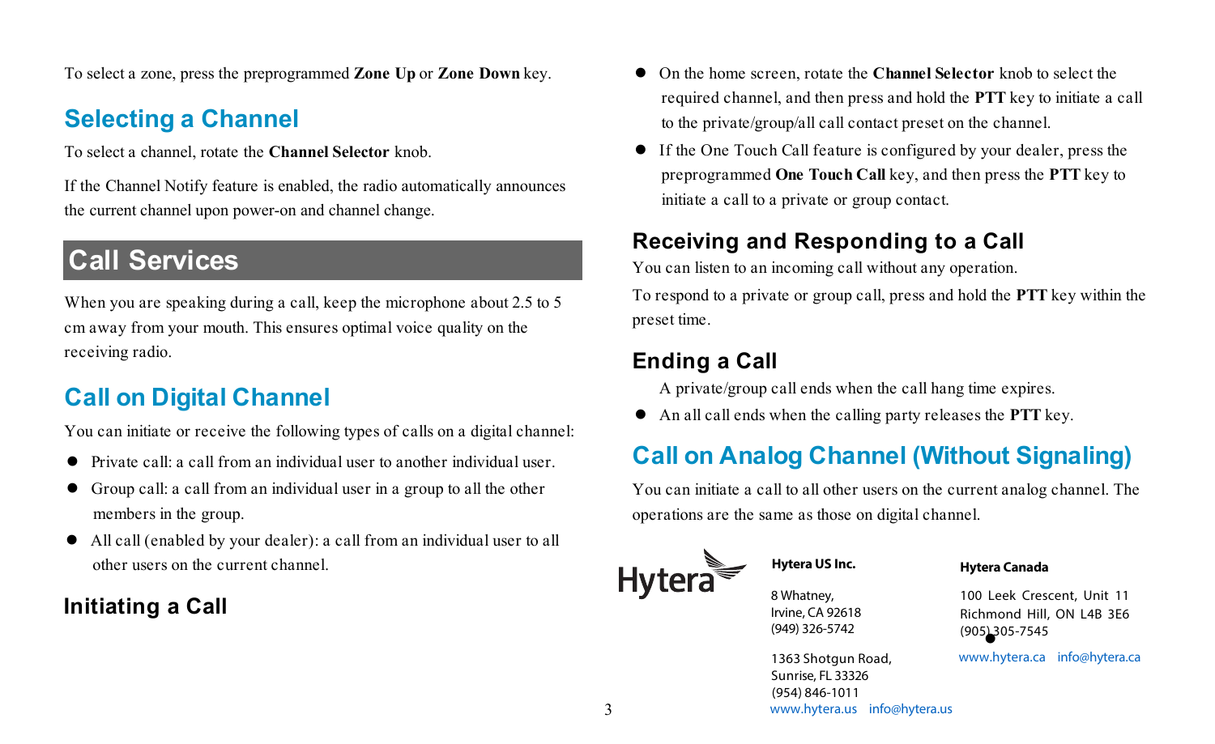To select a zone, press the preprogrammed **Zone Up** or **Zone Down** key.

## Selecting a Channel

To select a channel, rotate the **Channel Selector** knob.

If the Channel Notify feature is enabled, the radio automatically announces the current channel upon power-on and channel change.

# Call Services

When you are speaking during a call, keep the microphone about 2.5 to 5 cm away from your mouth. This ensures optimal voice quality on the receiving radio.

## Call on Digital Channel

You can initiate or receive the following types of calls on a digital channel:

- Private call: a call from an individual user to another individual user.
- Group call: a call from an individual user in a group to all the other members in the group.
- All call (enabled by your dealer): a call from an individual user to all other users on the current channel.

### Initiating a Call

- On the home screen, rotate the **Channel Selector** knob to select the required channel, and then press and hold the **PTT** key to initiate a call to the private/group/all call contact preset on the channel.
- If the One Touch Call feature is configured by your dealer, press the preprogrammed **One Touch Call** key, and then press the **PTT** key to initiate a call to a private or group contact.

### Receiving and Responding to a Call

You can listen to an incoming call without any operation.

To respond to a private or group call, press and hold the **PTT** key within the preset time.

### Ending a Call

A private/group call ends when the call hang time expires.

- An all call ends when the calling party releases the **PTT** key.

## Call on Analog Channel (Without Signaling)

You can initiate a call to all other users on the current analog channel. The operations are the same as those on digital channel.

Hytera

**Hytera US Inc.**

8 Whatney,
Irvine, CA 92618
(949) 326-5742

1363 Shotgun Road,
Sunrise, FL 33326
(954) 846-1011

www.hytera.us info@hytera.us

**Hytera Canada**

100 Leek Crescent, Unit 11
Richmond Hill, ON L4B 3E6
(905) 305-7545

www.hytera.ca info@hytera.ca